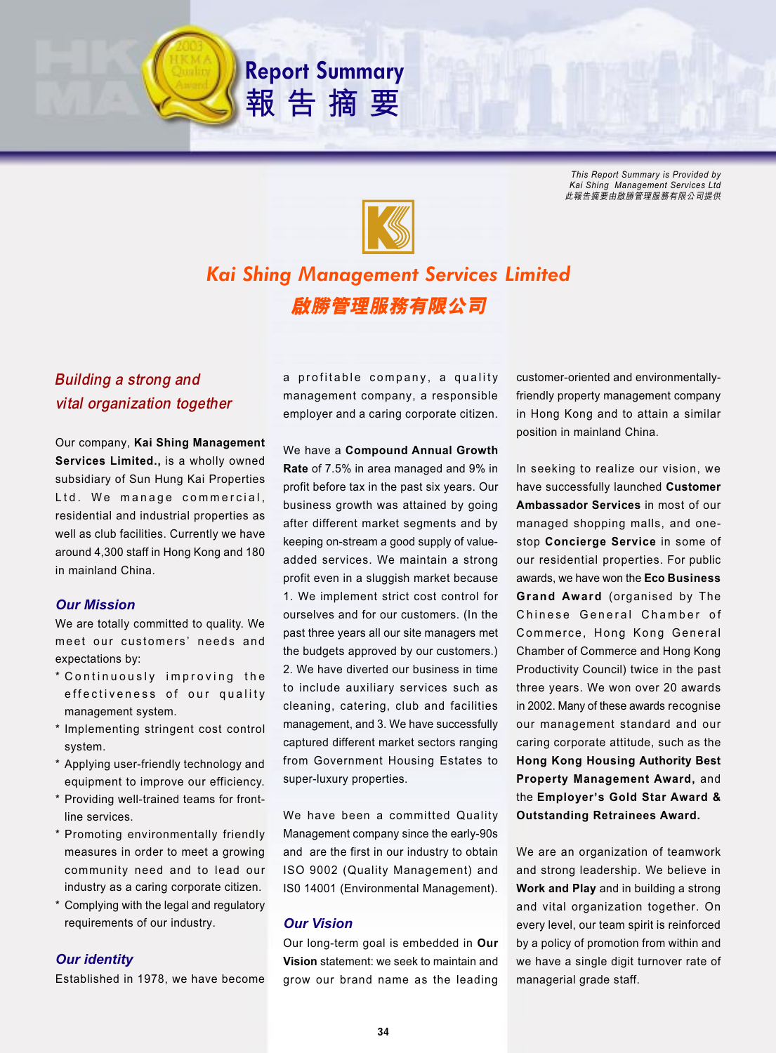# Report Summary
# 報告摘要

*This Report Summary is Provided by Kai Shing Management Services Ltd*
*此報告摘要由啟勝管理服務有限公司提供*

## *Kai Shing Management Services Limited*
## *啟勝管理服務有限公司*

### *Building a strong and vital organization together*

Our company, **Kai Shing Management Services Limited.,** is a wholly owned subsidiary of Sun Hung Kai Properties Ltd. We manage commercial, residential and industrial properties as well as club facilities. Currently we have around 4,300 staff in Hong Kong and 180 in mainland China.

### *Our Mission*

We are totally committed to quality. We meet our customers' needs and expectations by:

* Continuously improving the effectiveness of our quality management system.
* Implementing stringent cost control system.
* Applying user-friendly technology and equipment to improve our efficiency.
* Providing well-trained teams for front-line services.
* Promoting environmentally friendly measures in order to meet a growing community need and to lead our industry as a caring corporate citizen.
* Complying with the legal and regulatory requirements of our industry.

### *Our identity*

Established in 1978, we have become a profitable company, a quality management company, a responsible employer and a caring corporate citizen.

We have a **Compound Annual Growth Rate** of 7.5% in area managed and 9% in profit before tax in the past six years. Our business growth was attained by going after different market segments and by keeping on-stream a good supply of value-added services. We maintain a strong profit even in a sluggish market because 1. We implement strict cost control for ourselves and for our customers. (In the past three years all our site managers met the budgets approved by our customers.) 2. We have diverted our business in time to include auxiliary services such as cleaning, catering, club and facilities management, and 3. We have successfully captured different market sectors ranging from Government Housing Estates to super-luxury properties.

We have been a committed Quality Management company since the early-90s and are the first in our industry to obtain ISO 9002 (Quality Management) and ISO 14001 (Environmental Management).

### *Our Vision*

Our long-term goal is embedded in **Our Vision** statement: we seek to maintain and grow our brand name as the leading customer-oriented and environmentally-friendly property management company in Hong Kong and to attain a similar position in mainland China.

In seeking to realize our vision, we have successfully launched **Customer Ambassador Services** in most of our managed shopping malls, and one-stop **Concierge Service** in some of our residential properties. For public awards, we have won the **Eco Business Grand Award** (organised by The Chinese General Chamber of Commerce, Hong Kong General Chamber of Commerce and Hong Kong Productivity Council) twice in the past three years. We won over 20 awards in 2002. Many of these awards recognise our management standard and our caring corporate attitude, such as the **Hong Kong Housing Authority Best Property Management Award,** and the **Employer's Gold Star Award & Outstanding Retrainees Award.**

We are an organization of teamwork and strong leadership. We believe in **Work and Play** and in building a strong and vital organization together. On every level, our team spirit is reinforced by a policy of promotion from within and we have a single digit turnover rate of managerial grade staff.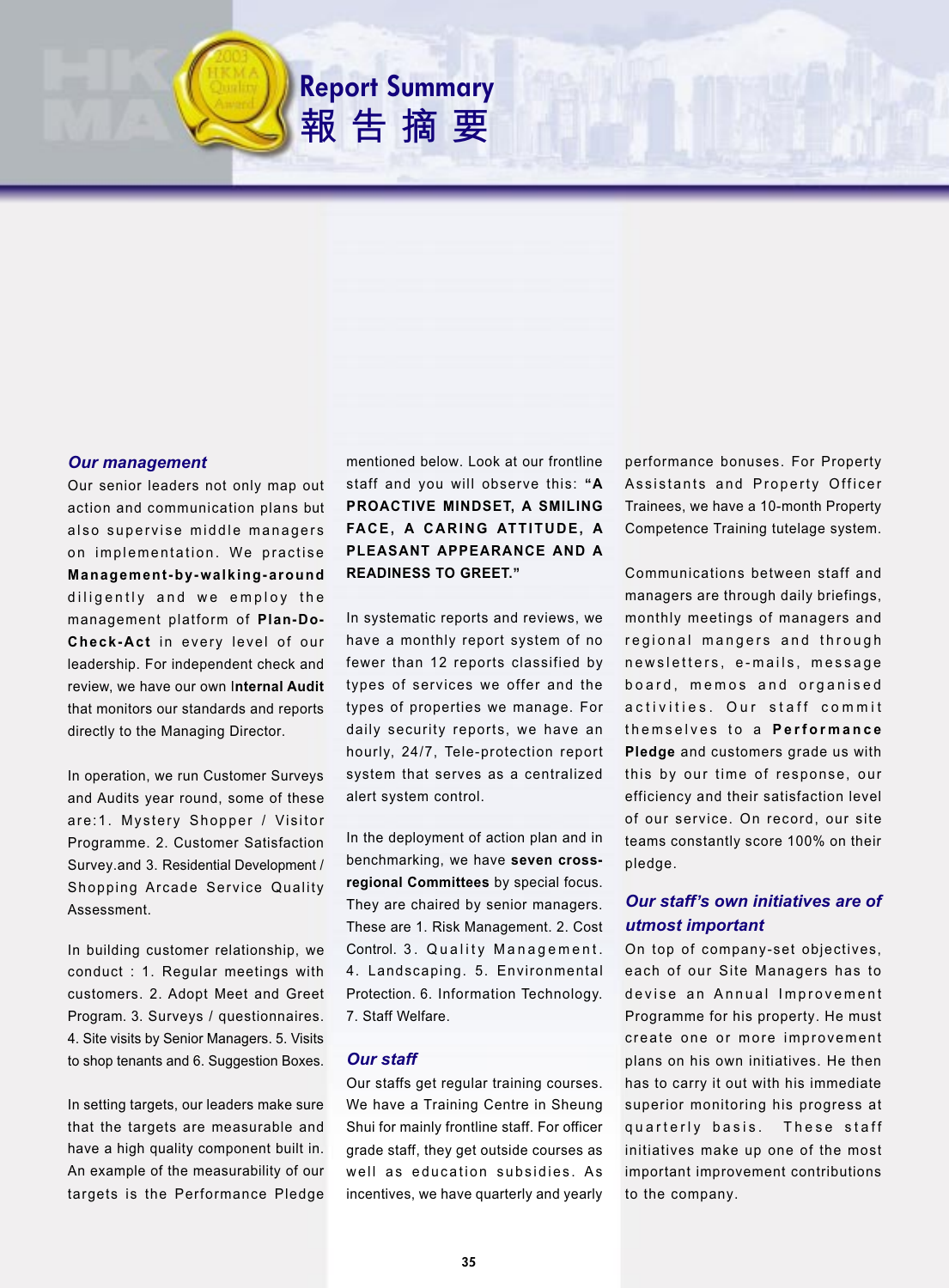# Report Summary
# 報告摘要

### *Our management*

Our senior leaders not only map out action and communication plans but also supervise middle managers on implementation. We practise **Management-by-walking-around** diligently and we employ the management platform of **Plan-Do-Check-Act** in every level of our leadership. For independent check and review, we have our own **Internal Audit** that monitors our standards and reports directly to the Managing Director.

In operation, we run Customer Surveys and Audits year round, some of these are:1. Mystery Shopper / Visitor Programme. 2. Customer Satisfaction Survey.and 3. Residential Development / Shopping Arcade Service Quality Assessment.

In building customer relationship, we conduct : 1. Regular meetings with customers. 2. Adopt Meet and Greet Program. 3. Surveys / questionnaires. 4. Site visits by Senior Managers. 5. Visits to shop tenants and 6. Suggestion Boxes.

In setting targets, our leaders make sure that the targets are measurable and have a high quality component built in. An example of the measurability of our targets is the Performance Pledge mentioned below. Look at our frontline staff and you will observe this: **"A PROACTIVE MINDSET, A SMILING FACE, A CARING ATTITUDE, A PLEASANT APPEARANCE AND A READINESS TO GREET."**

In systematic reports and reviews, we have a monthly report system of no fewer than 12 reports classified by types of services we offer and the types of properties we manage. For daily security reports, we have an hourly, 24/7, Tele-protection report system that serves as a centralized alert system control.

In the deployment of action plan and in benchmarking, we have **seven cross-regional Committees** by special focus. They are chaired by senior managers. These are 1. Risk Management. 2. Cost Control. 3. Quality Management. 4. Landscaping. 5. Environmental Protection. 6. Information Technology. 7. Staff Welfare.

### *Our staff*

Our staffs get regular training courses. We have a Training Centre in Sheung Shui for mainly frontline staff. For officer grade staff, they get outside courses as well as education subsidies. As incentives, we have quarterly and yearly performance bonuses. For Property Assistants and Property Officer Trainees, we have a 10-month Property Competence Training tutelage system.

Communications between staff and managers are through daily briefings, monthly meetings of managers and regional mangers and through newsletters, e-mails, message board, memos and organised activities. Our staff commit themselves to a **Performance Pledge** and customers grade us with this by our time of response, our efficiency and their satisfaction level of our service. On record, our site teams constantly score 100% on their pledge.

### *Our staff's own initiatives are of utmost important*

On top of company-set objectives, each of our Site Managers has to devise an Annual Improvement Programme for his property. He must create one or more improvement plans on his own initiatives. He then has to carry it out with his immediate superior monitoring his progress at quarterly basis. These staff initiatives make up one of the most important improvement contributions to the company.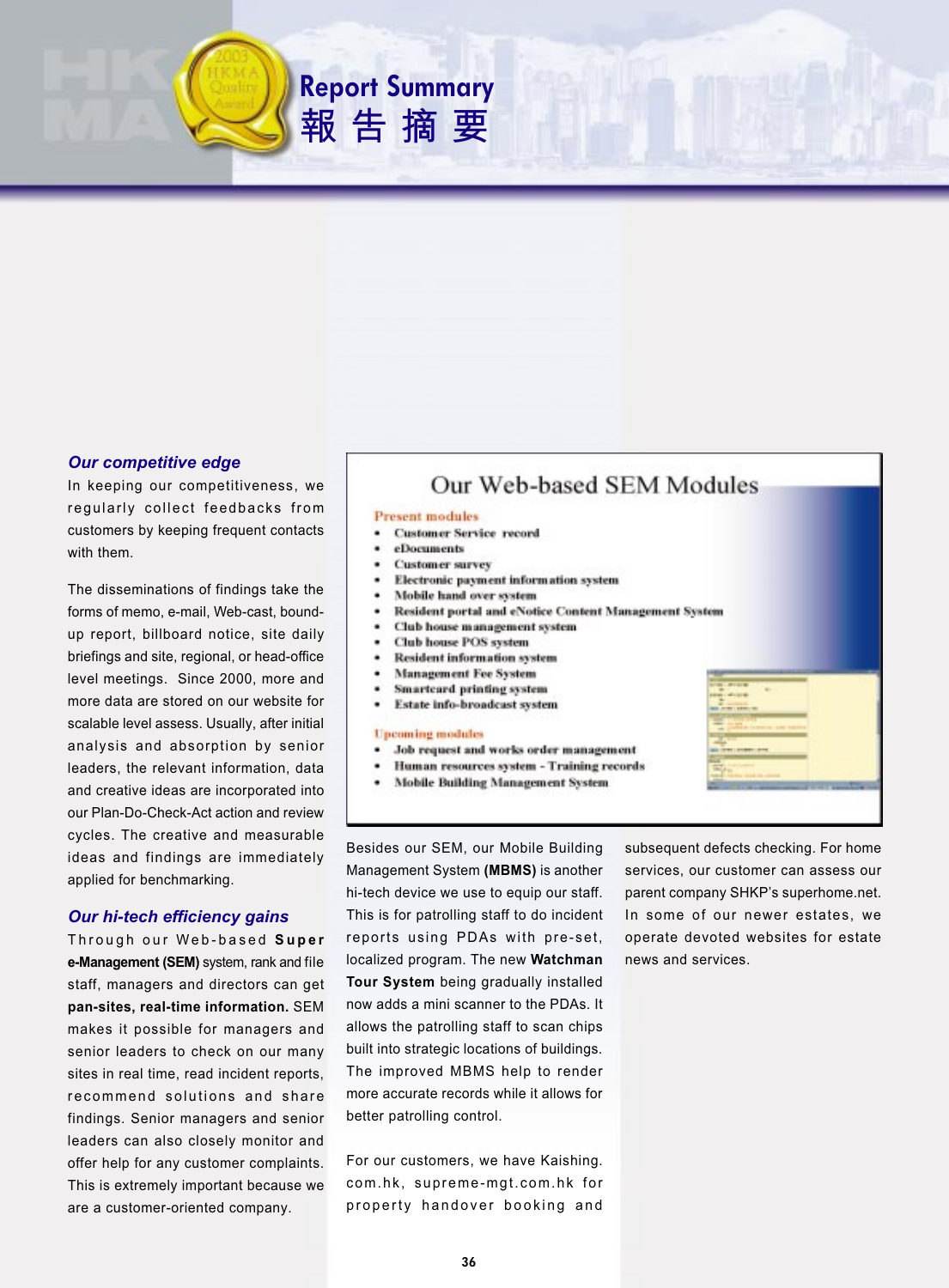# Report Summary
# 報告摘要

### *Our competitive edge*

In keeping our competitiveness, we regularly collect feedbacks from customers by keeping frequent contacts with them.

The disseminations of findings take the forms of memo, e-mail, Web-cast, bound-up report, billboard notice, site daily briefings and site, regional, or head-office level meetings. Since 2000, more and more data are stored on our website for scalable level assess. Usually, after initial analysis and absorption by senior leaders, the relevant information, data and creative ideas are incorporated into our Plan-Do-Check-Act action and review cycles. The creative and measurable ideas and findings are immediately applied for benchmarking.

### *Our hi-tech efficiency gains*

Through our Web-based **Super e-Management (SEM)** system, rank and file staff, managers and directors can get **pan-sites, real-time information.** SEM makes it possible for managers and senior leaders to check on our many sites in real time, read incident reports, recommend solutions and share findings. Senior managers and senior leaders can also closely monitor and offer help for any customer complaints. This is extremely important because we are a customer-oriented company.

## Our Web-based SEM Modules

**Present modules**

- Customer Service record
- eDocuments
- Customer survey
- Electronic payment information system
- Mobile hand over system
- Resident portal and eNotice Content Management System
- Club house management system
- Club house POS system
- Resident information system
- Management Fee System
- Smartcard printing system
- Estate info-broadcast system

**Upcoming modules**

- Job request and works order management
- Human resources system - Training records
- Mobile Building Management System

Besides our SEM, our Mobile Building Management System **(MBMS)** is another hi-tech device we use to equip our staff. This is for patrolling staff to do incident reports using PDAs with pre-set, localized program. The new **Watchman Tour System** being gradually installed now adds a mini scanner to the PDAs. It allows the patrolling staff to scan chips built into strategic locations of buildings. The improved MBMS help to render more accurate records while it allows for better patrolling control.

For our customers, we have Kaishing.com.hk, supreme-mgt.com.hk for property handover booking and subsequent defects checking. For home services, our customer can assess our parent company SHKP's superhome.net. In some of our newer estates, we operate devoted websites for estate news and services.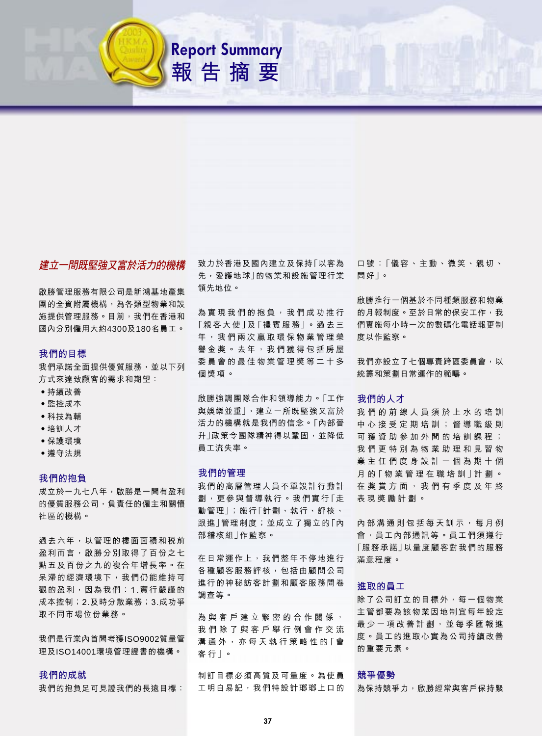# Report Summary 報告摘要

## *建立一間既堅強又富於活力的機構*

啟勝管理服務有限公司是新鴻基地產集團的全資附屬機構，為各類型物業和設施提供管理服務。目前，我們在香港和國內分別僱用大約4300及180名員工。

### 我們的目標

我們承諾全面提供優質服務，並以下列方式來達致顧客的需求和期望：

- 持續改善
- 監控成本
- 科技為輔
- 培訓人才
- 保護環境
- 遵守法規

### 我們的抱負

成立於一九七八年，啟勝是一間有盈利的優質服務公司，負責任的僱主和關懷社區的機構。

過去六年，以管理的樓面面積和稅前盈利而言，啟勝分別取得了百份之七點五及百份之九的複合年增長率。在呆滯的經濟環境下，我們仍能維持可觀的盈利，因為我們：1.實行嚴謹的成本控制；2.及時分散業務；3.成功爭取不同市場位份業務。

我們是行業內首間考獲ISO9002質量管理及ISO14001環境管理證書的機構。

### 我們的成就

我們的抱負足可見證我們的長遠目標：致力於香港及國內建立及保持「以客為先，愛護地球」的物業和設施管理行業領先地位。

為實現我們的抱負，我們成功推行「親客大使」及「禮賓服務」。過去三年，我們兩次贏取環保物業管理榮譽金獎。去年，我們獲得包括房屋委員會的最佳物業管理獎等二十多個獎項。

啟勝強調團隊合作和領導能力。「工作與娛樂並重」，建立一所既堅強又富於活力的機構就是我們的信念。「內部晉升」政策令團隊精神得以鞏固，並降低員工流失率。

### 我們的管理

我們的高層管理人員不單設計行動計劃，更參與督導執行。我們實行「走動管理」；施行「計劃、執行、評核、跟進」管理制度；並成立了獨立的「內部稽核組」作監察。

在日常運作上，我們整年不停地進行各種顧客服務評核，包括由顧問公司進行的神秘訪客計劃和顧客服務問卷調查等。

為與客戶建立緊密的合作關係，我們除了與客戶舉行例會作交流溝通外，亦每天執行策略性的「會客行」。

制訂目標必須高質及可量度。為使員工明白易記，我們特設計瑯瑯上口的口號：「儀容、主動、微笑、親切、問好」。

啟勝推行一個基於不同種類服務和物業的月報制度。至於日常的保安工作，我們實施每小時一次的數碼化電話報更制度以作監察。

我們亦設立了七個專責跨區委員會，以統籌和策劃日常運作的範疇。

### 我們的人才

我們的前線人員須於上水的培訓中心接受定期培訓；督導職級則可獲資助參加外間的培訓課程；我們更特別為物業助理和見習物業主任們度身設計一個為期十個月的「物業管理在職培訓」計劃。在獎賞方面，我們有季度及年終表現獎勵計劃。

內部溝通則包括每天訓示，每月例會，員工內部通訊等。員工們須遵行「服務承諾」以量度顧客對我們的服務滿意程度。

### 進取的員工

除了公司訂立的目標外，每一個物業主管都要為該物業因地制宜每年設定最少一項改善計劃，並每季匯報進度。員工的進取心實為公司持續改善的重要元素。

### 競爭優勢

為保持競爭力，啟勝經常與客戶保持緊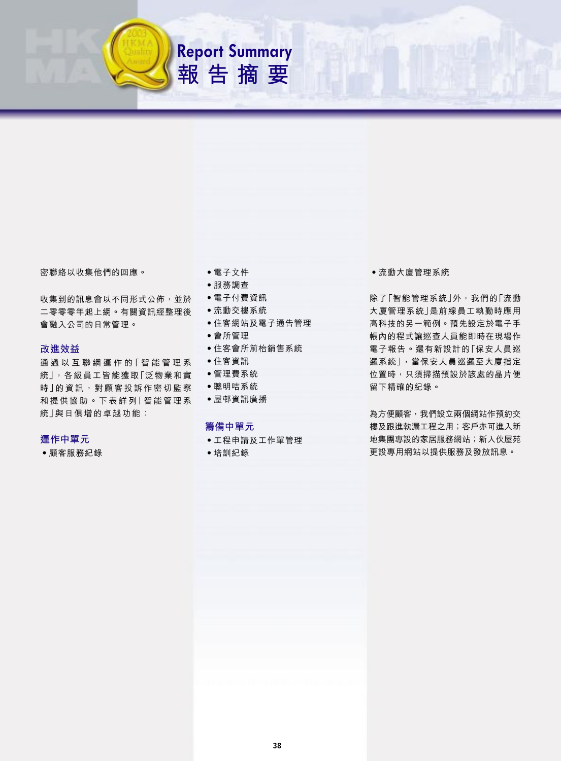# Report Summary 報告摘要

密聯絡以收集他們的回應。

收集到的訊息會以不同形式公佈，並於二零零零年起上網。有關資訊經整理後會融入公司的日常管理。

## 改進效益

通過以互聯網運作的「智能管理系統」，各級員工皆能獲取「泛物業和實時」的資訊，對顧客投訴作密切監察和提供協助。下表詳列「智能管理系統」與日俱增的卓越功能：

## 運作中單元

- 顧客服務紀錄
- 電子文件
- 服務調查
- 電子付費資訊
- 流動交樓系統
- 住客網站及電子通告管理
- 會所管理
- 住客會所前枱銷售系統
- 住客資訊
- 管理費系統
- 聰明咭系統
- 屋邨資訊廣播

## 籌備中單元

- 工程申請及工作單管理
- 培訓紀錄
- 流動大廈管理系統

除了「智能管理系統」外，我們的「流動大廈管理系統」是前線員工執勤時應用高科技的另一範例。預先設定於電子手帳內的程式讓巡查人員能即時在現場作電子報告。還有新設計的「保安人員巡邏系統」，當保安人員巡邏至大廈指定位置時，只須掃描預設於該處的晶片便留下精確的紀錄。

為方便顧客，我們設立兩個網站作預約交樓及跟進執漏工程之用；客戶亦可進入新地集團專設的家居服務網站；新入伙屋苑更設專用網站以提供服務及發放訊息。